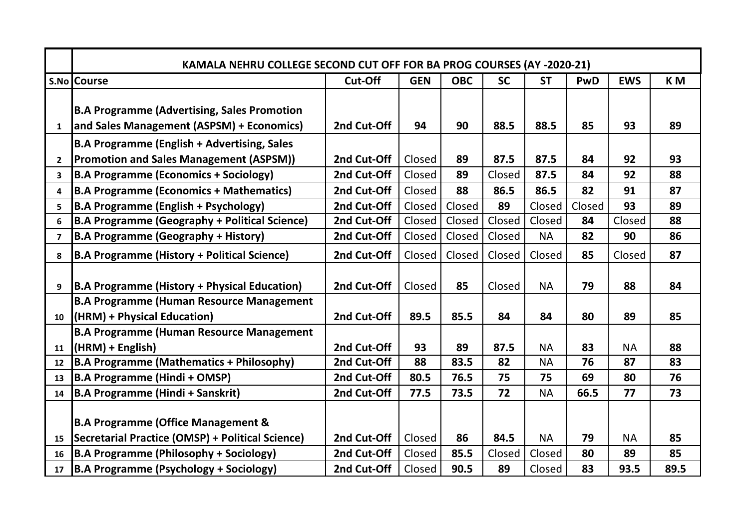| S.No | Course | Cut-Off | GEN | OBC | SC | ST | PwD | EWS | K M |
|---|---|---|---|---|---|---|---|---|---|
| | **KAMALA NEHRU COLLEGE SECOND CUT OFF FOR BA PROG COURSES (AY -2020-21)** | | | | | | | | |
| 1 | **B.A Programme (Advertising, Sales Promotion and Sales Management (ASPSM) + Economics)** | **2nd Cut-Off** | **94** | **90** | **88.5** | **88.5** | **85** | **93** | **89** |
| 2 | **B.A Programme (English + Advertising, Sales Promotion and Sales Management (ASPSM))** | **2nd Cut-Off** | Closed | **89** | **87.5** | **87.5** | **84** | **92** | **93** |
| 3 | **B.A Programme (Economics + Sociology)** | **2nd Cut-Off** | Closed | **89** | Closed | **87.5** | **84** | **92** | **88** |
| 4 | **B.A Programme (Economics + Mathematics)** | **2nd Cut-Off** | Closed | **88** | **86.5** | **86.5** | **82** | **91** | **87** |
| 5 | **B.A Programme (English + Psychology)** | **2nd Cut-Off** | Closed | Closed | **89** | Closed | Closed | **93** | **89** |
| 6 | **B.A Programme (Geography + Political Science)** | **2nd Cut-Off** | Closed | Closed | Closed | Closed | **84** | Closed | **88** |
| 7 | **B.A Programme (Geography + History)** | **2nd Cut-Off** | Closed | Closed | Closed | NA | **82** | **90** | **86** |
| 8 | **B.A Programme (History + Political Science)** | **2nd Cut-Off** | Closed | Closed | Closed | Closed | **85** | Closed | **87** |
| 9 | **B.A Programme (History + Physical Education)** | **2nd Cut-Off** | Closed | **85** | Closed | NA | **79** | **88** | **84** |
| 10 | **B.A Programme (Human Resource Management (HRM) + Physical Education)** | **2nd Cut-Off** | **89.5** | **85.5** | **84** | **84** | **80** | **89** | **85** |
| 11 | **B.A Programme (Human Resource Management (HRM) + English)** | **2nd Cut-Off** | **93** | **89** | **87.5** | NA | **83** | NA | **88** |
| 12 | **B.A Programme (Mathematics + Philosophy)** | **2nd Cut-Off** | **88** | **83.5** | **82** | NA | **76** | **87** | **83** |
| 13 | **B.A Programme (Hindi + OMSP)** | **2nd Cut-Off** | **80.5** | **76.5** | **75** | **75** | **69** | **80** | **76** |
| 14 | **B.A Programme (Hindi + Sanskrit)** | **2nd Cut-Off** | **77.5** | **73.5** | **72** | NA | **66.5** | **77** | **73** |
| 15 | **B.A Programme (Office Management & Secretarial Practice (OMSP) + Political Science)** | **2nd Cut-Off** | Closed | **86** | **84.5** | NA | **79** | NA | **85** |
| 16 | **B.A Programme (Philosophy + Sociology)** | **2nd Cut-Off** | Closed | **85.5** | Closed | Closed | **80** | **89** | **85** |
| 17 | **B.A Programme (Psychology + Sociology)** | **2nd Cut-Off** | Closed | **90.5** | **89** | Closed | **83** | **93.5** | **89.5** |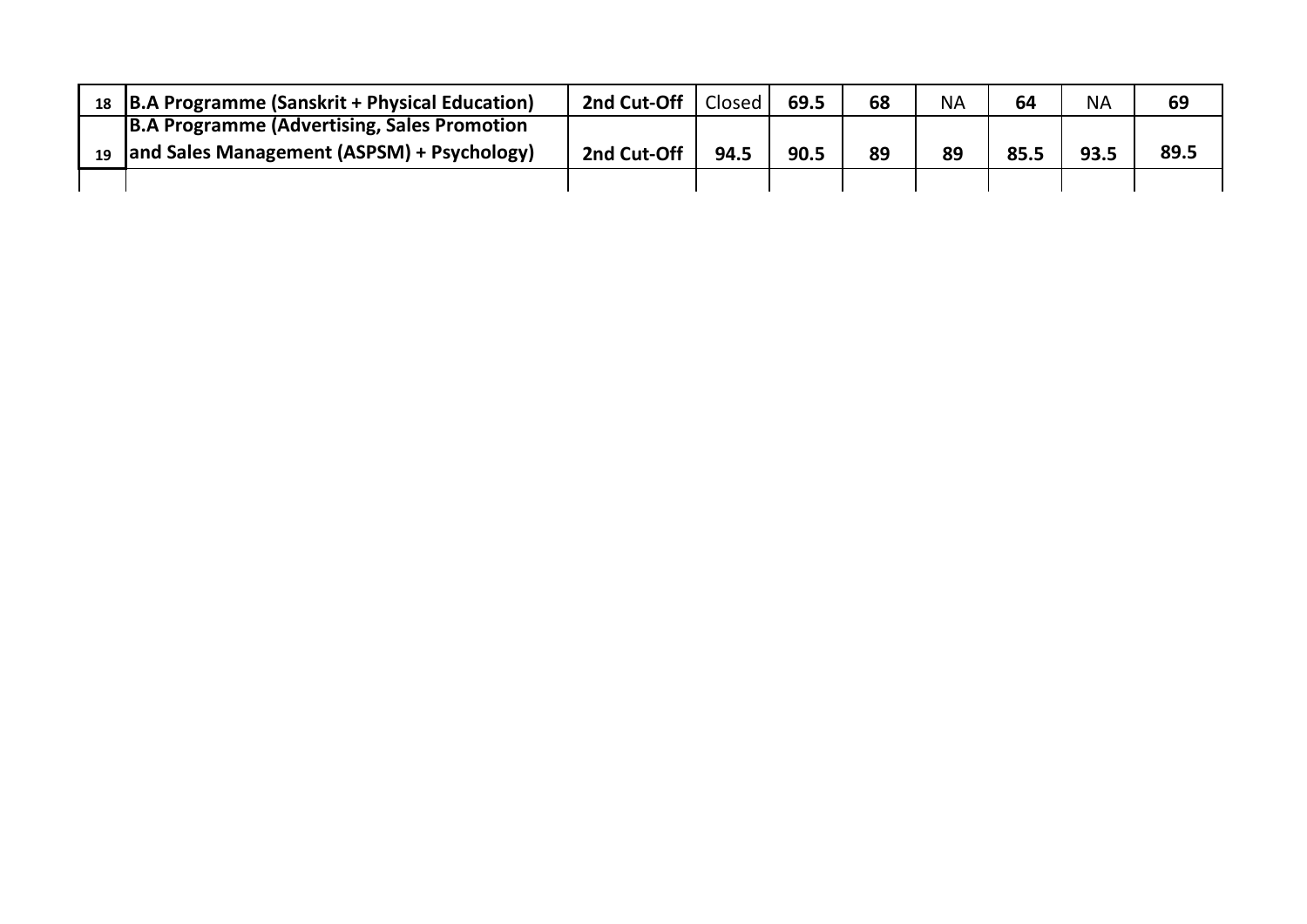| | | | | | | | | | |
|---|---|---|---|---|---|---|---|---|---|
| 18 | **B.A Programme (Sanskrit + Physical Education)** | **2nd Cut-Off** | Closed | **69.5** | **68** | NA | **64** | NA | **69** |
| 19 | **B.A Programme (Advertising, Sales Promotion and Sales Management (ASPSM) + Psychology)** | **2nd Cut-Off** | **94.5** | **90.5** | **89** | **89** | **85.5** | **93.5** | **89.5** |
| | | | | | | | | | |